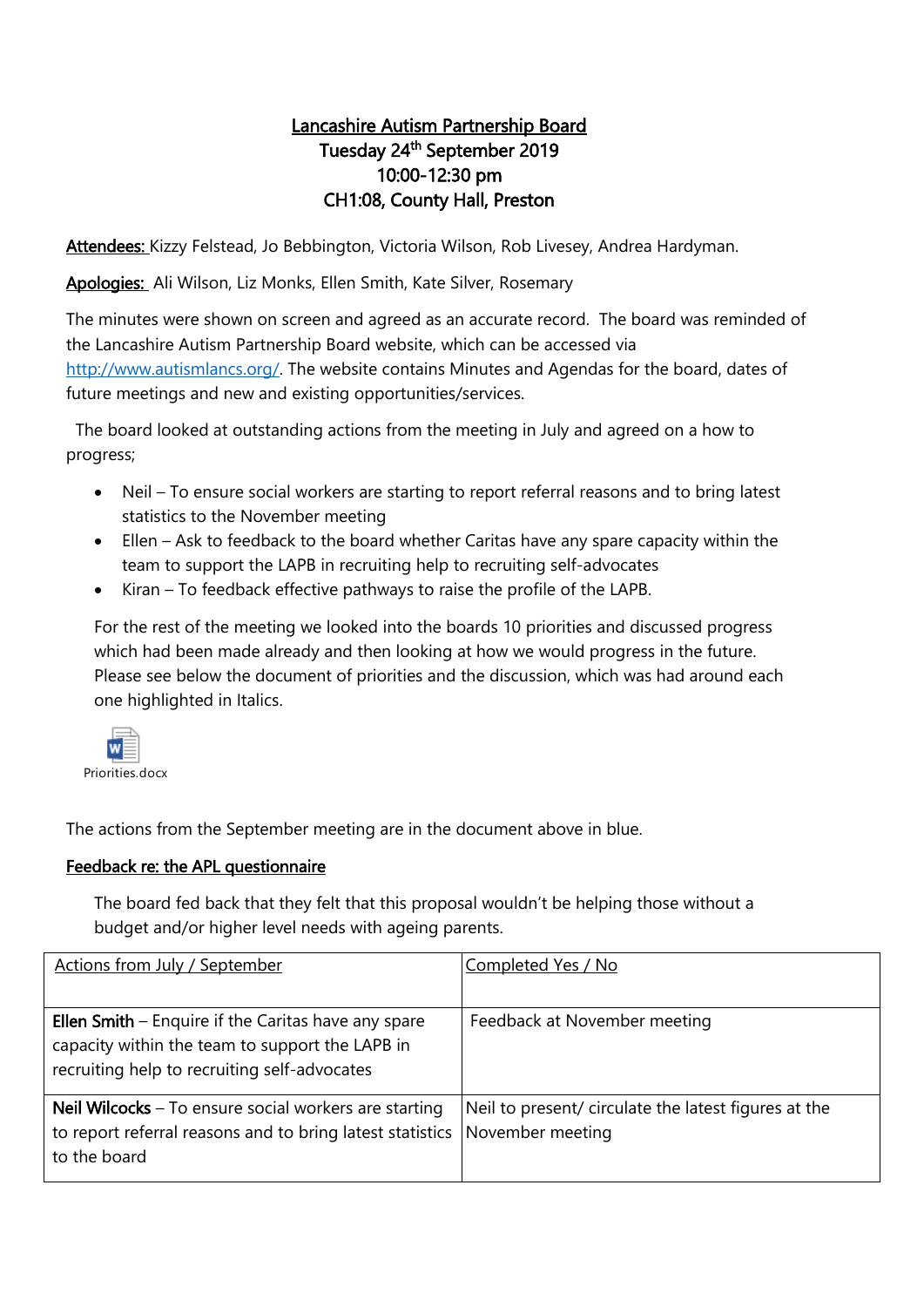# Lancashire Autism Partnership Board

**Tuesday 24th September 2019**
**10:00-12:30 pm**
**CH1:08, County Hall, Preston**

**Attendees:** Kizzy Felstead, Jo Bebbington, Victoria Wilson, Rob Livesey, Andrea Hardyman.

**Apologies:** Ali Wilson, Liz Monks, Ellen Smith, Kate Silver, Rosemary

The minutes were shown on screen and agreed as an accurate record. The board was reminded of the Lancashire Autism Partnership Board website, which can be accessed via http://www.autismlancs.org/. The website contains Minutes and Agendas for the board, dates of future meetings and new and existing opportunities/services.

The board looked at outstanding actions from the meeting in July and agreed on a how to progress;

- Neil – To ensure social workers are starting to report referral reasons and to bring latest statistics to the November meeting
- Ellen – Ask to feedback to the board whether Caritas have any spare capacity within the team to support the LAPB in recruiting help to recruiting self-advocates
- Kiran – To feedback effective pathways to raise the profile of the LAPB.

For the rest of the meeting we looked into the boards 10 priorities and discussed progress which had been made already and then looking at how we would progress in the future. Please see below the document of priorities and the discussion, which was had around each one highlighted in Italics.

Priorities.docx

The actions from the September meeting are in the document above in blue.

## Feedback re: the APL questionnaire

The board fed back that they felt that this proposal wouldn't be helping those without a budget and/or higher level needs with ageing parents.

| Actions from July / September | Completed Yes / No |
|---|---|
| **Ellen Smith** – Enquire if the Caritas have any spare capacity within the team to support the LAPB in recruiting help to recruiting self-advocates | Feedback at November meeting |
| **Neil Wilcocks** – To ensure social workers are starting to report referral reasons and to bring latest statistics to the board | Neil to present/ circulate the latest figures at the November meeting |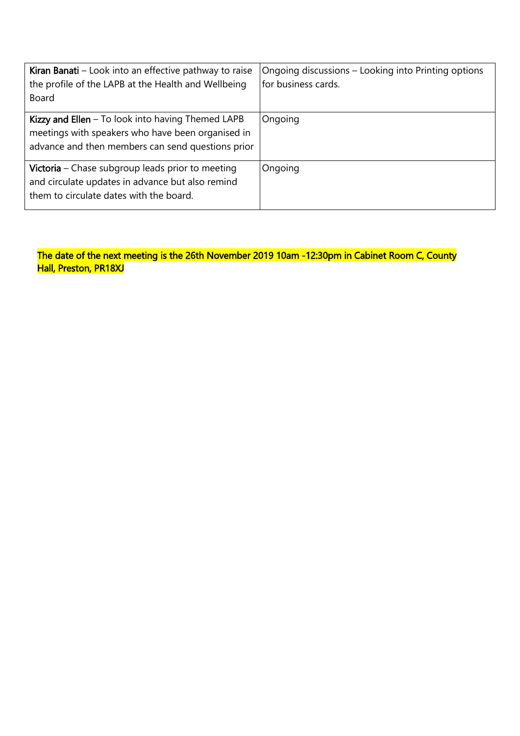| | |
|---|---|
| **Kiran Banati** – Look into an effective pathway to raise the profile of the LAPB at the Health and Wellbeing Board | Ongoing discussions – Looking into Printing options for business cards. |
| **Kizzy and Ellen** – To look into having Themed LAPB meetings with speakers who have been organised in advance and then members can send questions prior | Ongoing |
| **Victoria** – Chase subgroup leads prior to meeting and circulate updates in advance but also remind them to circulate dates with the board. | Ongoing |

**The date of the next meeting is the 26th November 2019 10am -12:30pm in Cabinet Room C, County Hall, Preston, PR18XJ**